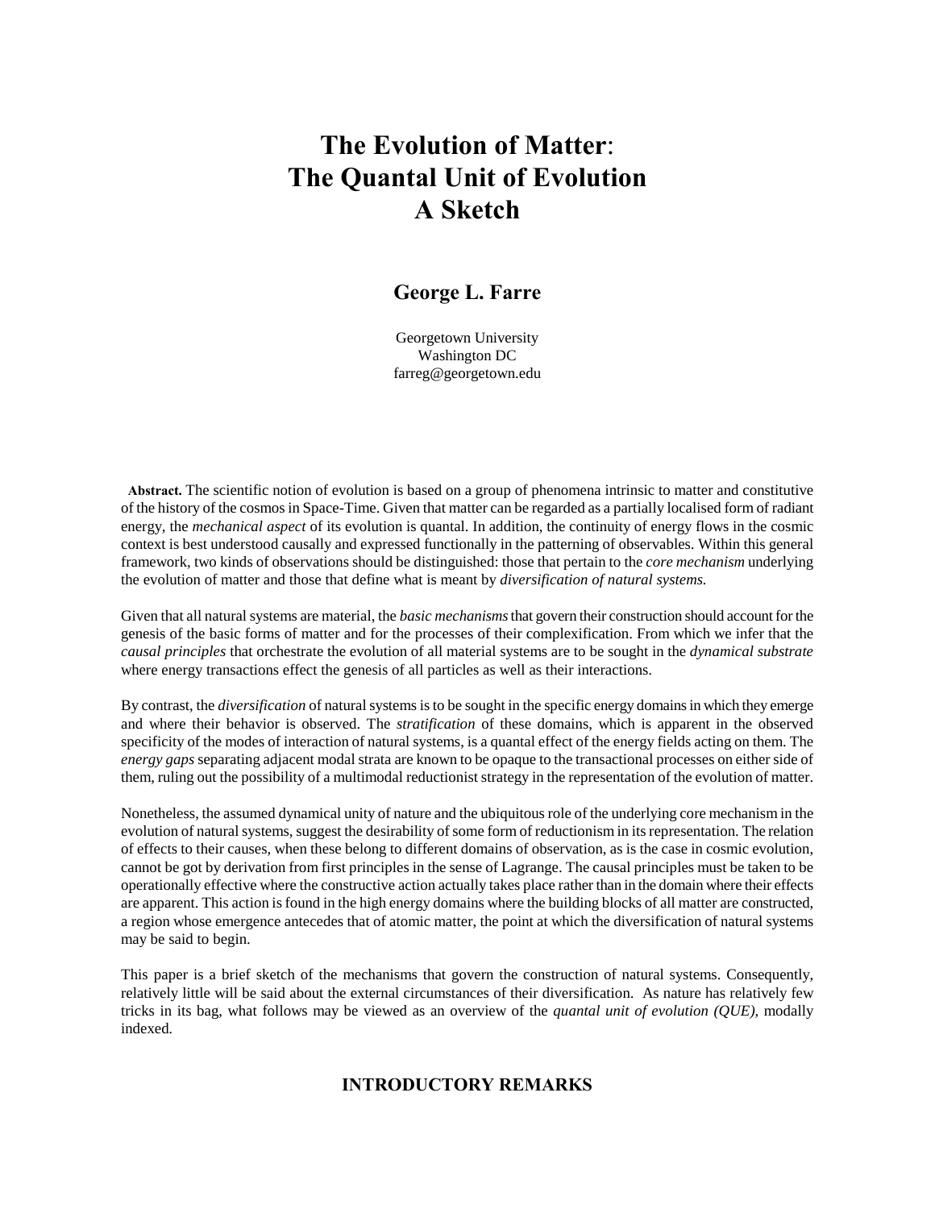# The Evolution of Matter: The Quantal Unit of Evolution A Sketch

**George L. Farre**

Georgetown University
Washington DC
farreg@georgetown.edu

**Abstract.** The scientific notion of evolution is based on a group of phenomena intrinsic to matter and constitutive of the history of the cosmos in Space-Time. Given that matter can be regarded as a partially localised form of radiant energy, the *mechanical aspect* of its evolution is quantal. In addition, the continuity of energy flows in the cosmic context is best understood causally and expressed functionally in the patterning of observables. Within this general framework, two kinds of observations should be distinguished: those that pertain to the *core mechanism* underlying the evolution of matter and those that define what is meant by *diversification of natural systems.*

Given that all natural systems are material, the *basic mechanisms* that govern their construction should account for the genesis of the basic forms of matter and for the processes of their complexification. From which we infer that the *causal principles* that orchestrate the evolution of all material systems are to be sought in the *dynamical substrate* where energy transactions effect the genesis of all particles as well as their interactions.

By contrast, the *diversification* of natural systems is to be sought in the specific energy domains in which they emerge and where their behavior is observed. The *stratification* of these domains, which is apparent in the observed specificity of the modes of interaction of natural systems, is a quantal effect of the energy fields acting on them. The *energy gaps* separating adjacent modal strata are known to be opaque to the transactional processes on either side of them, ruling out the possibility of a multimodal reductionist strategy in the representation of the evolution of matter.

Nonetheless, the assumed dynamical unity of nature and the ubiquitous role of the underlying core mechanism in the evolution of natural systems, suggest the desirability of some form of reductionism in its representation. The relation of effects to their causes, when these belong to different domains of observation, as is the case in cosmic evolution, cannot be got by derivation from first principles in the sense of Lagrange. The causal principles must be taken to be operationally effective where the constructive action actually takes place rather than in the domain where their effects are apparent. This action is found in the high energy domains where the building blocks of all matter are constructed, a region whose emergence antecedes that of atomic matter, the point at which the diversification of natural systems may be said to begin.

This paper is a brief sketch of the mechanisms that govern the construction of natural systems. Consequently, relatively little will be said about the external circumstances of their diversification. As nature has relatively few tricks in its bag, what follows may be viewed as an overview of the *quantal unit of evolution (QUE)*, modally indexed.

## INTRODUCTORY REMARKS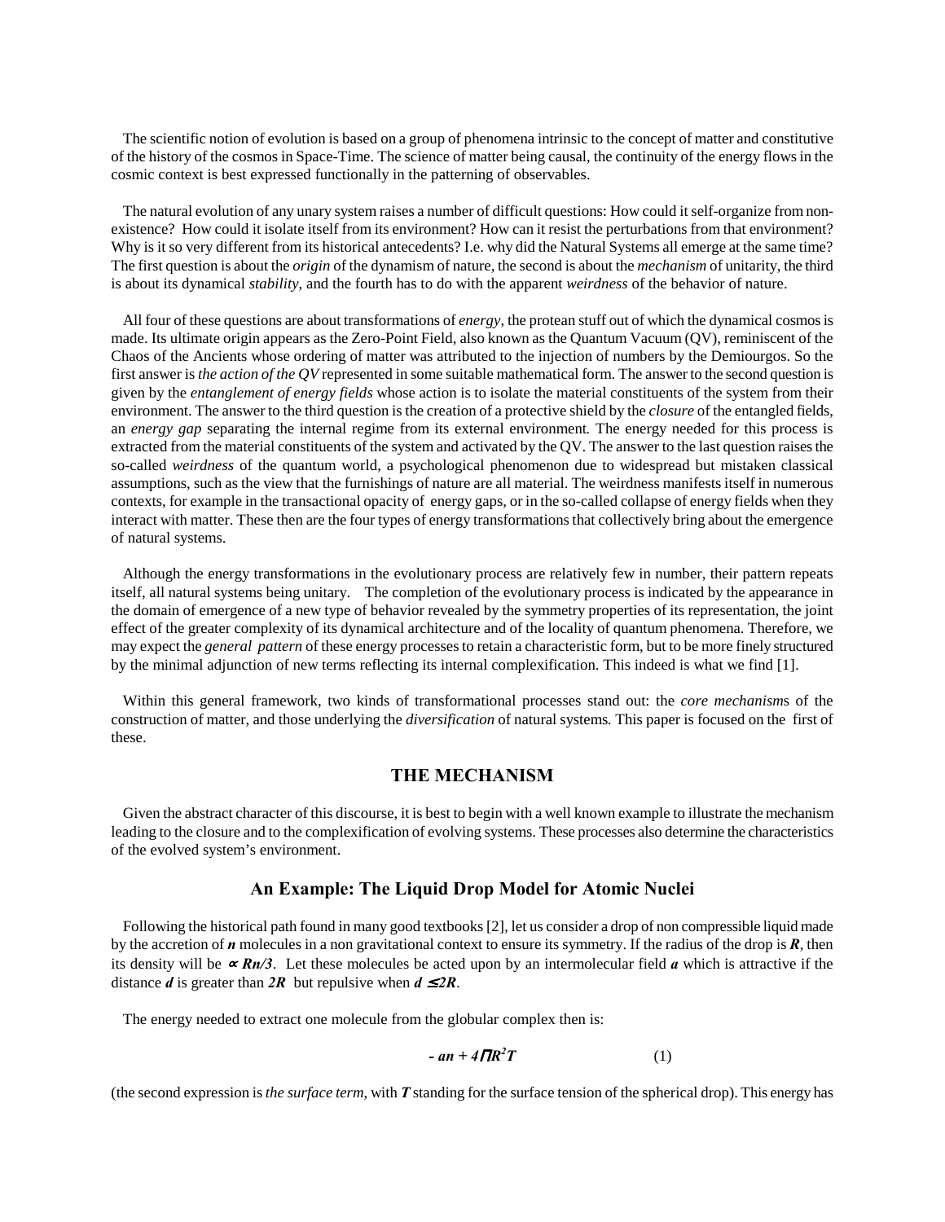The scientific notion of evolution is based on a group of phenomena intrinsic to the concept of matter and constitutive of the history of the cosmos in Space-Time. The science of matter being causal, the continuity of the energy flows in the cosmic context is best expressed functionally in the patterning of observables.

The natural evolution of any unary system raises a number of difficult questions: How could it self-organize from non-existence? How could it isolate itself from its environment? How can it resist the perturbations from that environment? Why is it so very different from its historical antecedents? I.e. why did the Natural Systems all emerge at the same time? The first question is about the *origin* of the dynamism of nature, the second is about the *mechanism* of unitarity, the third is about its dynamical *stability*, and the fourth has to do with the apparent *weirdness* of the behavior of nature.

All four of these questions are about transformations of *energy*, the protean stuff out of which the dynamical cosmos is made. Its ultimate origin appears as the Zero-Point Field, also known as the Quantum Vacuum (QV), reminiscent of the Chaos of the Ancients whose ordering of matter was attributed to the injection of numbers by the Demiourgos. So the first answer is *the action of the QV* represented in some suitable mathematical form. The answer to the second question is given by the *entanglement of energy fields* whose action is to isolate the material constituents of the system from their environment. The answer to the third question is the creation of a protective shield by the *closure* of the entangled fields, an *energy gap* separating the internal regime from its external environment. The energy needed for this process is extracted from the material constituents of the system and activated by the QV. The answer to the last question raises the so-called *weirdness* of the quantum world, a psychological phenomenon due to widespread but mistaken classical assumptions, such as the view that the furnishings of nature are all material. The weirdness manifests itself in numerous contexts, for example in the transactional opacity of energy gaps, or in the so-called collapse of energy fields when they interact with matter. These then are the four types of energy transformations that collectively bring about the emergence of natural systems.

Although the energy transformations in the evolutionary process are relatively few in number, their pattern repeats itself, all natural systems being unitary. The completion of the evolutionary process is indicated by the appearance in the domain of emergence of a new type of behavior revealed by the symmetry properties of its representation, the joint effect of the greater complexity of its dynamical architecture and of the locality of quantum phenomena. Therefore, we may expect the *general pattern* of these energy processes to retain a characteristic form, but to be more finely structured by the minimal adjunction of new terms reflecting its internal complexification. This indeed is what we find [1].

Within this general framework, two kinds of transformational processes stand out: the *core mechanisms* of the construction of matter, and those underlying the *diversification* of natural systems. This paper is focused on the first of these.

## THE MECHANISM

Given the abstract character of this discourse, it is best to begin with a well known example to illustrate the mechanism leading to the closure and to the complexification of evolving systems. These processes also determine the characteristics of the evolved system's environment.

### An Example: The Liquid Drop Model for Atomic Nuclei

Following the historical path found in many good textbooks [2], let us consider a drop of non compressible liquid made by the accretion of $n$ molecules in a non gravitational context to ensure its symmetry. If the radius of the drop is $R$, then its density will be $\propto Rn/3$. Let these molecules be acted upon by an intermolecular field $a$ which is attractive if the distance $d$ is greater than $2R$ but repulsive when $d \leq 2R$.

The energy needed to extract one molecule from the globular complex then is:

$$- an + 4\pi R^2 T \qquad (1)$$

(the second expression is *the surface term*, with $T$ standing for the surface tension of the spherical drop). This energy has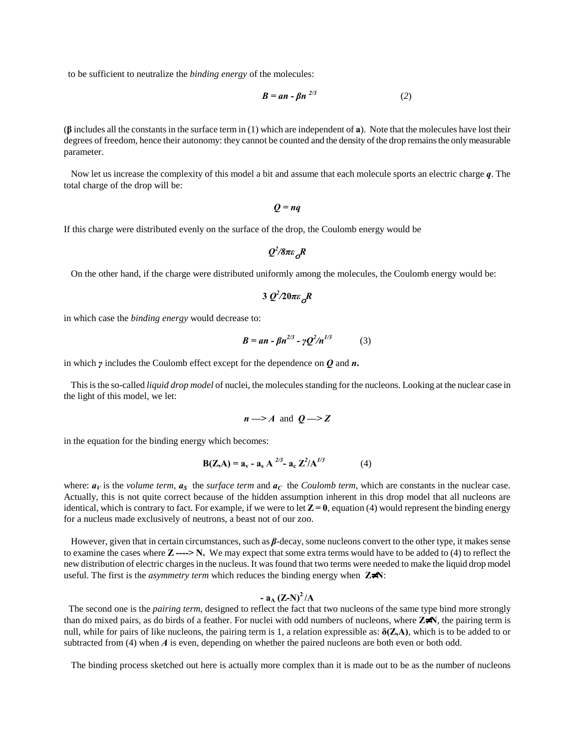to be sufficient to neutralize the *binding energy* of the molecules:

$$B = an - \beta n^{2/3} \qquad (2)$$

($\beta$ includes all the constants in the surface term in (1) which are independent of **a**). Note that the molecules have lost their degrees of freedom, hence their autonomy: they cannot be counted and the density of the drop remains the only measurable parameter.

Now let us increase the complexity of this model a bit and assume that each molecule sports an electric charge $q$. The total charge of the drop will be:

$$Q = nq$$

If this charge were distributed evenly on the surface of the drop, the Coulomb energy would be

$$Q^2/8\pi\varepsilon_o R$$

On the other hand, if the charge were distributed uniformly among the molecules, the Coulomb energy would be:

$$3\,Q^2/20\pi\varepsilon_o R$$

in which case the *binding energy* would decrease to:

$$B = an - \beta n^{2/3} - \gamma Q^2/n^{1/3} \qquad (3)$$

in which $\gamma$ includes the Coulomb effect except for the dependence on $Q$ and $n$.

This is the so-called *liquid drop model* of nuclei, the molecules standing for the nucleons. Looking at the nuclear case in the light of this model, we let:

$$n \longrightarrow A \ \text{ and } \ Q \longrightarrow Z$$

in the equation for the binding energy which becomes:

$$B(Z,A) = a_v - a_s A^{2/3} - a_c Z^2/A^{1/3} \qquad (4)$$

where: $a_V$ is the *volume term*, $a_S$ the *surface term* and $a_C$ the *Coulomb term*, which are constants in the nuclear case. Actually, this is not quite correct because of the hidden assumption inherent in this drop model that all nucleons are identical, which is contrary to fact. For example, if we were to let $Z = 0$, equation (4) would represent the binding energy for a nucleus made exclusively of neutrons, a beast not of our zoo.

However, given that in certain circumstances, such as $\beta$-decay, some nucleons convert to the other type, it makes sense to examine the cases where $Z \longrightarrow N$. We may expect that some extra terms would have to be added to (4) to reflect the new distribution of electric charges in the nucleus. It was found that two terms were needed to make the liquid drop model useful. The first is the *asymmetry term* which reduces the binding energy when $Z \neq N$:

$$-\,a_A\,(Z-N)^2/A$$

The second one is the *pairing term*, designed to reflect the fact that two nucleons of the same type bind more strongly than do mixed pairs, as do birds of a feather. For nuclei with odd numbers of nucleons, where $Z \neq N$, the pairing term is null, while for pairs of like nucleons, the pairing term is 1, a relation expressible as: $\delta(Z,A)$, which is to be added to or subtracted from (4) when $A$ is even, depending on whether the paired nucleons are both even or both odd.

The binding process sketched out here is actually more complex than it is made out to be as the number of nucleons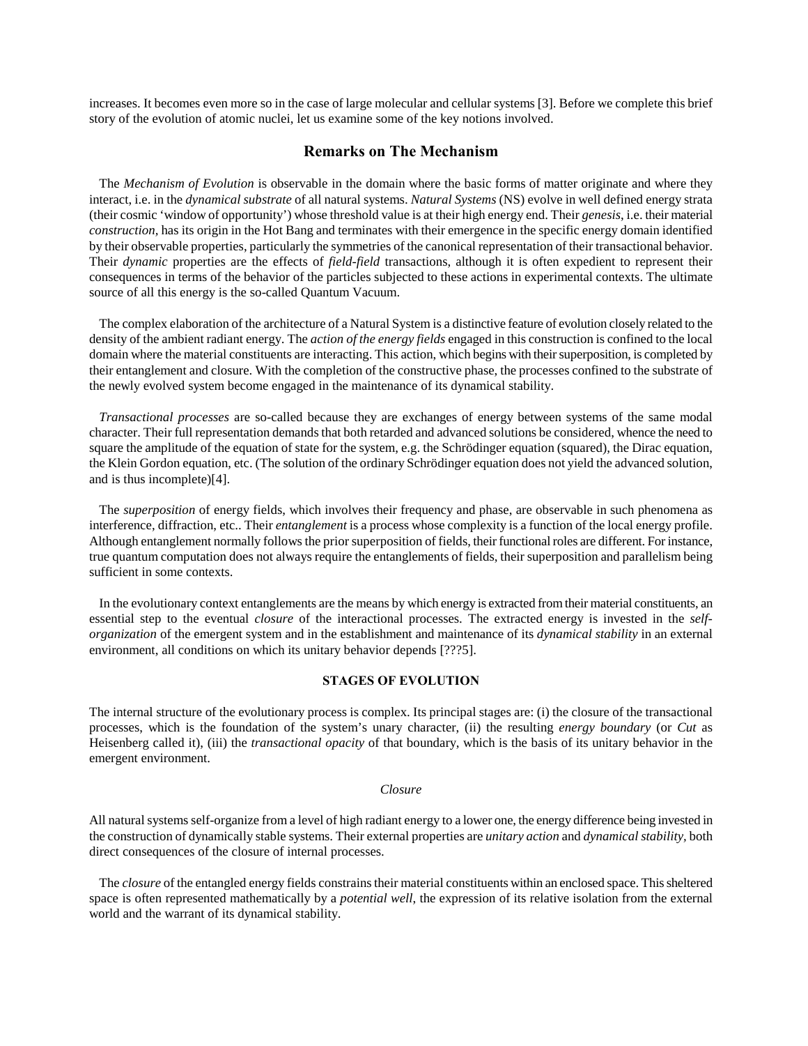increases. It becomes even more so in the case of large molecular and cellular systems [3]. Before we complete this brief story of the evolution of atomic nuclei, let us examine some of the key notions involved.

## Remarks on The Mechanism

The *Mechanism of Evolution* is observable in the domain where the basic forms of matter originate and where they interact, i.e. in the *dynamical substrate* of all natural systems. *Natural Systems* (NS) evolve in well defined energy strata (their cosmic 'window of opportunity') whose threshold value is at their high energy end. Their *genesis*, i.e. their material *construction*, has its origin in the Hot Bang and terminates with their emergence in the specific energy domain identified by their observable properties, particularly the symmetries of the canonical representation of their transactional behavior. Their *dynamic* properties are the effects of *field-field* transactions, although it is often expedient to represent their consequences in terms of the behavior of the particles subjected to these actions in experimental contexts. The ultimate source of all this energy is the so-called Quantum Vacuum.

The complex elaboration of the architecture of a Natural System is a distinctive feature of evolution closely related to the density of the ambient radiant energy. The *action of the energy fields* engaged in this construction is confined to the local domain where the material constituents are interacting. This action, which begins with their superposition, is completed by their entanglement and closure. With the completion of the constructive phase, the processes confined to the substrate of the newly evolved system become engaged in the maintenance of its dynamical stability.

*Transactional processes* are so-called because they are exchanges of energy between systems of the same modal character. Their full representation demands that both retarded and advanced solutions be considered, whence the need to square the amplitude of the equation of state for the system, e.g. the Schrödinger equation (squared), the Dirac equation, the Klein Gordon equation, etc. (The solution of the ordinary Schrödinger equation does not yield the advanced solution, and is thus incomplete)[4].

The *superposition* of energy fields, which involves their frequency and phase, are observable in such phenomena as interference, diffraction, etc.. Their *entanglement* is a process whose complexity is a function of the local energy profile. Although entanglement normally follows the prior superposition of fields, their functional roles are different. For instance, true quantum computation does not always require the entanglements of fields, their superposition and parallelism being sufficient in some contexts.

In the evolutionary context entanglements are the means by which energy is extracted from their material constituents, an essential step to the eventual *closure* of the interactional processes. The extracted energy is invested in the *self-organization* of the emergent system and in the establishment and maintenance of its *dynamical stability* in an external environment, all conditions on which its unitary behavior depends [???5].

### STAGES OF EVOLUTION

The internal structure of the evolutionary process is complex. Its principal stages are: (i) the closure of the transactional processes, which is the foundation of the system's unary character, (ii) the resulting *energy boundary* (or *Cut* as Heisenberg called it), (iii) the *transactional opacity* of that boundary, which is the basis of its unitary behavior in the emergent environment.

#### *Closure*

All natural systems self-organize from a level of high radiant energy to a lower one, the energy difference being invested in the construction of dynamically stable systems. Their external properties are *unitary action* and *dynamical stability*, both direct consequences of the closure of internal processes.

The *closure* of the entangled energy fields constrains their material constituents within an enclosed space. This sheltered space is often represented mathematically by a *potential well*, the expression of its relative isolation from the external world and the warrant of its dynamical stability.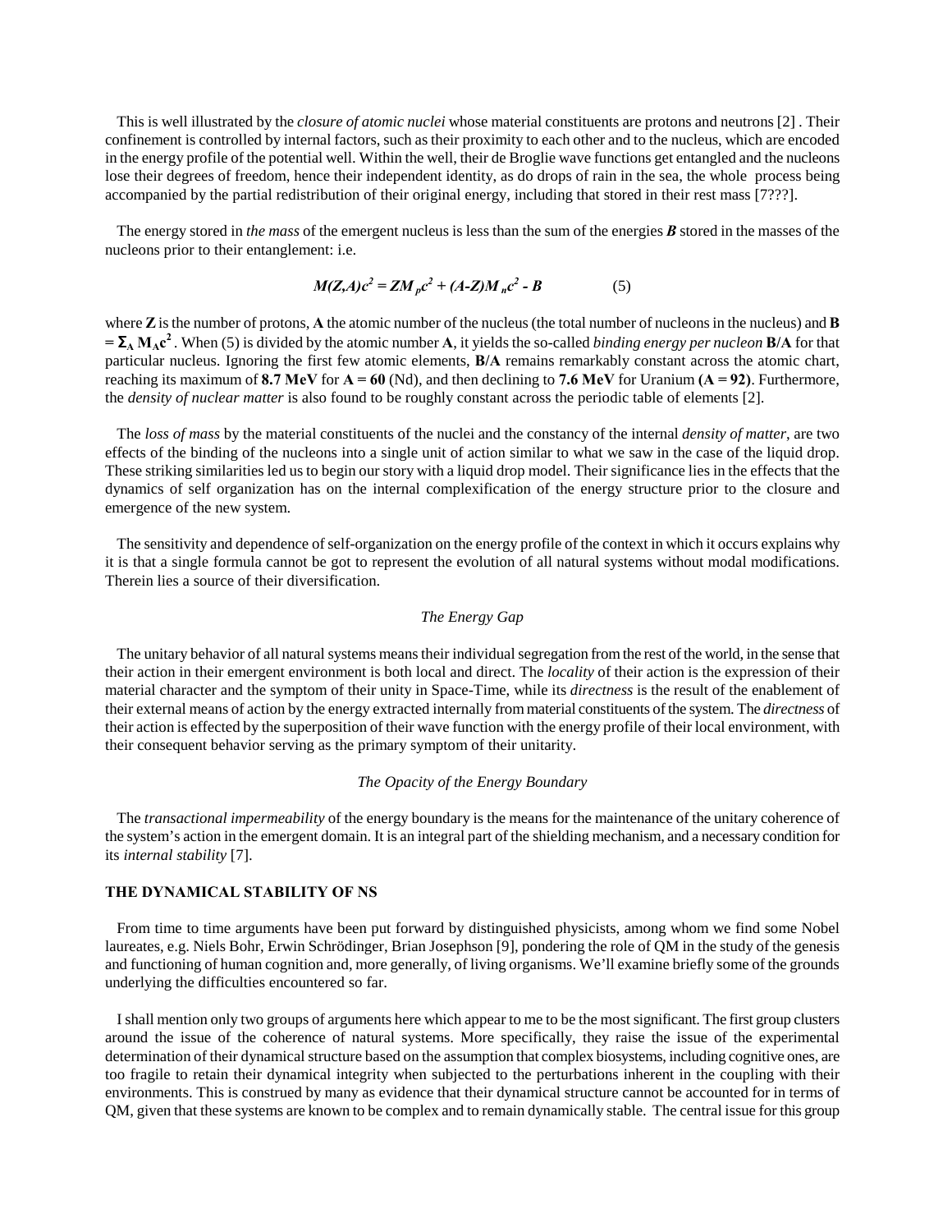This is well illustrated by the *closure of atomic nuclei* whose material constituents are protons and neutrons [2] . Their confinement is controlled by internal factors, such as their proximity to each other and to the nucleus, which are encoded in the energy profile of the potential well. Within the well, their de Broglie wave functions get entangled and the nucleons lose their degrees of freedom, hence their independent identity, as do drops of rain in the sea, the whole process being accompanied by the partial redistribution of their original energy, including that stored in their rest mass [7???].

The energy stored in *the mass* of the emergent nucleus is less than the sum of the energies ***B*** stored in the masses of the nucleons prior to their entanglement: i.e.

$$M(Z,A)c^2 = ZM_pc^2 + (A-Z)M_nc^2 - B \qquad (5)$$

where **Z** is the number of protons, **A** the atomic number of the nucleus (the total number of nucleons in the nucleus) and $\mathbf{B = \Sigma_A M_A c^2}$ . When (5) is divided by the atomic number **A**, it yields the so-called *binding energy per nucleon* **B/A** for that particular nucleus. Ignoring the first few atomic elements, **B/A** remains remarkably constant across the atomic chart, reaching its maximum of **8.7 MeV** for **A = 60** (Nd), and then declining to **7.6 MeV** for Uranium **(A = 92)**. Furthermore, the *density of nuclear matter* is also found to be roughly constant across the periodic table of elements [2].

The *loss of mass* by the material constituents of the nuclei and the constancy of the internal *density of matter*, are two effects of the binding of the nucleons into a single unit of action similar to what we saw in the case of the liquid drop. These striking similarities led us to begin our story with a liquid drop model. Their significance lies in the effects that the dynamics of self organization has on the internal complexification of the energy structure prior to the closure and emergence of the new system.

The sensitivity and dependence of self-organization on the energy profile of the context in which it occurs explains why it is that a single formula cannot be got to represent the evolution of all natural systems without modal modifications. Therein lies a source of their diversification.

*The Energy Gap*

The unitary behavior of all natural systems means their individual segregation from the rest of the world, in the sense that their action in their emergent environment is both local and direct. The *locality* of their action is the expression of their material character and the symptom of their unity in Space-Time, while its *directness* is the result of the enablement of their external means of action by the energy extracted internally from material constituents of the system. The *directness* of their action is effected by the superposition of their wave function with the energy profile of their local environment, with their consequent behavior serving as the primary symptom of their unitarity.

*The Opacity of the Energy Boundary*

The *transactional impermeability* of the energy boundary is the means for the maintenance of the unitary coherence of the system's action in the emergent domain. It is an integral part of the shielding mechanism, and a necessary condition for its *internal stability* [7].

## THE DYNAMICAL STABILITY OF NS

From time to time arguments have been put forward by distinguished physicists, among whom we find some Nobel laureates, e.g. Niels Bohr, Erwin Schrödinger, Brian Josephson [9], pondering the role of QM in the study of the genesis and functioning of human cognition and, more generally, of living organisms. We'll examine briefly some of the grounds underlying the difficulties encountered so far.

I shall mention only two groups of arguments here which appear to me to be the most significant. The first group clusters around the issue of the coherence of natural systems. More specifically, they raise the issue of the experimental determination of their dynamical structure based on the assumption that complex biosystems, including cognitive ones, are too fragile to retain their dynamical integrity when subjected to the perturbations inherent in the coupling with their environments. This is construed by many as evidence that their dynamical structure cannot be accounted for in terms of QM, given that these systems are known to be complex and to remain dynamically stable. The central issue for this group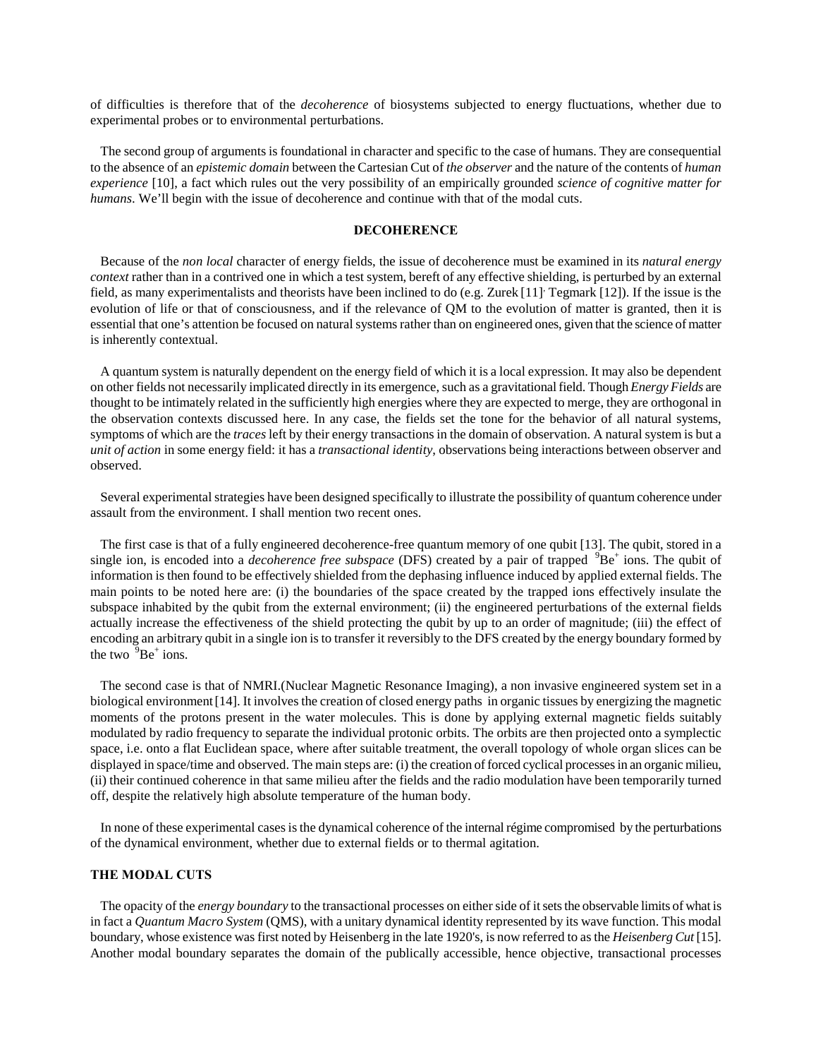of difficulties is therefore that of the *decoherence* of biosystems subjected to energy fluctuations, whether due to experimental probes or to environmental perturbations.

The second group of arguments is foundational in character and specific to the case of humans. They are consequential to the absence of an *epistemic domain* between the Cartesian Cut of *the observer* and the nature of the contents of *human experience* [10], a fact which rules out the very possibility of an empirically grounded *science of cognitive matter for humans*. We'll begin with the issue of decoherence and continue with that of the modal cuts.

## DECOHERENCE

Because of the *non local* character of energy fields, the issue of decoherence must be examined in its *natural energy context* rather than in a contrived one in which a test system, bereft of any effective shielding, is perturbed by an external field, as many experimentalists and theorists have been inclined to do (e.g. Zurek [11], Tegmark [12]). If the issue is the evolution of life or that of consciousness, and if the relevance of QM to the evolution of matter is granted, then it is essential that one's attention be focused on natural systems rather than on engineered ones, given that the science of matter is inherently contextual.

A quantum system is naturally dependent on the energy field of which it is a local expression. It may also be dependent on other fields not necessarily implicated directly in its emergence, such as a gravitational field. Though *Energy Fields* are thought to be intimately related in the sufficiently high energies where they are expected to merge, they are orthogonal in the observation contexts discussed here. In any case, the fields set the tone for the behavior of all natural systems, symptoms of which are the *traces* left by their energy transactions in the domain of observation. A natural system is but a *unit of action* in some energy field: it has a *transactional identity*, observations being interactions between observer and observed.

Several experimental strategies have been designed specifically to illustrate the possibility of quantum coherence under assault from the environment. I shall mention two recent ones.

The first case is that of a fully engineered decoherence-free quantum memory of one qubit [13]. The qubit, stored in a single ion, is encoded into a *decoherence free subspace* (DFS) created by a pair of trapped $^{9}Be^{+}$ ions. The qubit of information is then found to be effectively shielded from the dephasing influence induced by applied external fields. The main points to be noted here are: (i) the boundaries of the space created by the trapped ions effectively insulate the subspace inhabited by the qubit from the external environment; (ii) the engineered perturbations of the external fields actually increase the effectiveness of the shield protecting the qubit by up to an order of magnitude; (iii) the effect of encoding an arbitrary qubit in a single ion is to transfer it reversibly to the DFS created by the energy boundary formed by the two $^{9}Be^{+}$ ions.

The second case is that of NMRI.(Nuclear Magnetic Resonance Imaging), a non invasive engineered system set in a biological environment [14]. It involves the creation of closed energy paths in organic tissues by energizing the magnetic moments of the protons present in the water molecules. This is done by applying external magnetic fields suitably modulated by radio frequency to separate the individual protonic orbits. The orbits are then projected onto a symplectic space, i.e. onto a flat Euclidean space, where after suitable treatment, the overall topology of whole organ slices can be displayed in space/time and observed. The main steps are: (i) the creation of forced cyclical processes in an organic milieu, (ii) their continued coherence in that same milieu after the fields and the radio modulation have been temporarily turned off, despite the relatively high absolute temperature of the human body.

In none of these experimental cases is the dynamical coherence of the internal régime compromised by the perturbations of the dynamical environment, whether due to external fields or to thermal agitation.

## THE MODAL CUTS

The opacity of the *energy boundary* to the transactional processes on either side of it sets the observable limits of what is in fact a *Quantum Macro System* (QMS), with a unitary dynamical identity represented by its wave function. This modal boundary, whose existence was first noted by Heisenberg in the late 1920's, is now referred to as the *Heisenberg Cut* [15]. Another modal boundary separates the domain of the publically accessible, hence objective, transactional processes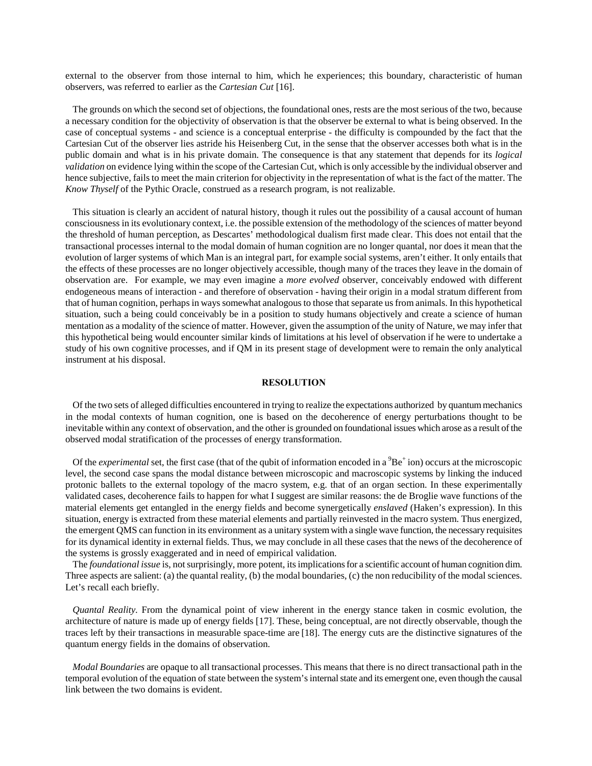external to the observer from those internal to him, which he experiences; this boundary, characteristic of human observers, was referred to earlier as the *Cartesian Cut* [16].

The grounds on which the second set of objections, the foundational ones, rests are the most serious of the two, because a necessary condition for the objectivity of observation is that the observer be external to what is being observed. In the case of conceptual systems - and science is a conceptual enterprise - the difficulty is compounded by the fact that the Cartesian Cut of the observer lies astride his Heisenberg Cut, in the sense that the observer accesses both what is in the public domain and what is in his private domain. The consequence is that any statement that depends for its *logical validation* on evidence lying within the scope of the Cartesian Cut, which is only accessible by the individual observer and hence subjective, fails to meet the main criterion for objectivity in the representation of what is the fact of the matter. The *Know Thyself* of the Pythic Oracle, construed as a research program, is not realizable.

This situation is clearly an accident of natural history, though it rules out the possibility of a causal account of human consciousness in its evolutionary context, i.e. the possible extension of the methodology of the sciences of matter beyond the threshold of human perception, as Descartes' methodological dualism first made clear. This does not entail that the transactional processes internal to the modal domain of human cognition are no longer quantal, nor does it mean that the evolution of larger systems of which Man is an integral part, for example social systems, aren't either. It only entails that the effects of these processes are no longer objectively accessible, though many of the traces they leave in the domain of observation are. For example, we may even imagine a *more evolved* observer, conceivably endowed with different endogeneous means of interaction - and therefore of observation - having their origin in a modal stratum different from that of human cognition, perhaps in ways somewhat analogous to those that separate us from animals. In this hypothetical situation, such a being could conceivably be in a position to study humans objectively and create a science of human mentation as a modality of the science of matter. However, given the assumption of the unity of Nature, we may infer that this hypothetical being would encounter similar kinds of limitations at his level of observation if he were to undertake a study of his own cognitive processes, and if QM in its present stage of development were to remain the only analytical instrument at his disposal.

## RESOLUTION

Of the two sets of alleged difficulties encountered in trying to realize the expectations authorized by quantum mechanics in the modal contexts of human cognition, one is based on the decoherence of energy perturbations thought to be inevitable within any context of observation, and the other is grounded on foundational issues which arose as a result of the observed modal stratification of the processes of energy transformation.

Of the *experimental* set, the first case (that of the qubit of information encoded in a $^{9}Be^{+}$ ion) occurs at the microscopic level, the second case spans the modal distance between microscopic and macroscopic systems by linking the induced protonic ballets to the external topology of the macro system, e.g. that of an organ section. In these experimentally validated cases, decoherence fails to happen for what I suggest are similar reasons: the de Broglie wave functions of the material elements get entangled in the energy fields and become synergetically *enslaved* (Haken's expression). In this situation, energy is extracted from these material elements and partially reinvested in the macro system. Thus energized, the emergent QMS can function in its environment as a unitary system with a single wave function, the necessary requisites for its dynamical identity in external fields. Thus, we may conclude in all these cases that the news of the decoherence of the systems is grossly exaggerated and in need of empirical validation.

The *foundational issue* is, not surprisingly, more potent, its implications for a scientific account of human cognition dim. Three aspects are salient: (a) the quantal reality, (b) the modal boundaries, (c) the non reducibility of the modal sciences. Let's recall each briefly.

*Quantal Reality.* From the dynamical point of view inherent in the energy stance taken in cosmic evolution, the architecture of nature is made up of energy fields [17]. These, being conceptual, are not directly observable, though the traces left by their transactions in measurable space-time are [18]. The energy cuts are the distinctive signatures of the quantum energy fields in the domains of observation.

*Modal Boundaries* are opaque to all transactional processes. This means that there is no direct transactional path in the temporal evolution of the equation of state between the system's internal state and its emergent one, even though the causal link between the two domains is evident.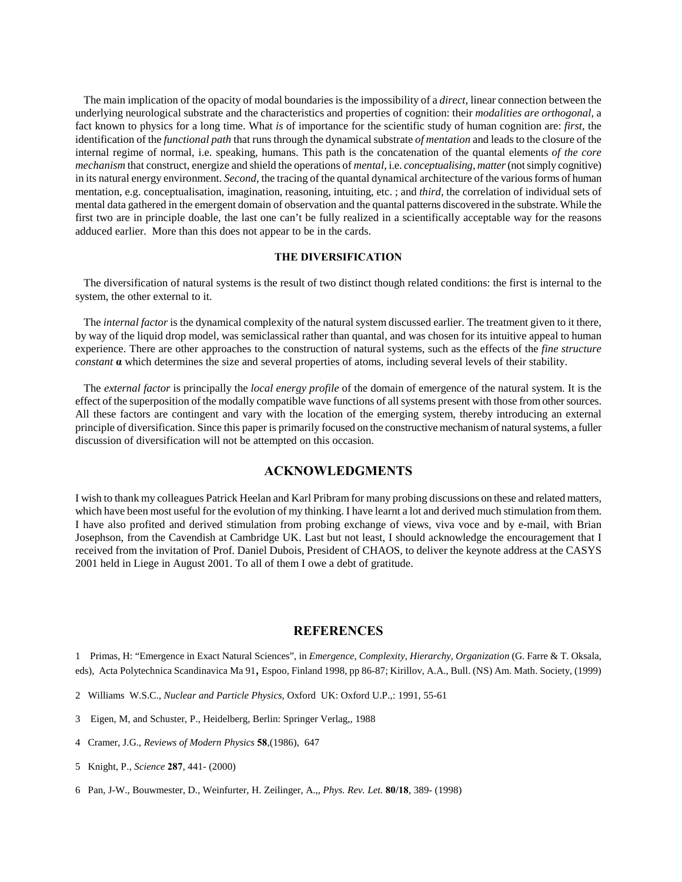The main implication of the opacity of modal boundaries is the impossibility of a *direct*, linear connection between the underlying neurological substrate and the characteristics and properties of cognition: their *modalities are orthogonal*, a fact known to physics for a long time. What *is* of importance for the scientific study of human cognition are: *first*, the identification of the *functional path* that runs through the dynamical substrate *of mentation* and leads to the closure of the internal regime of normal, i.e. speaking, humans. This path is the concatenation of the quantal elements *of the core mechanism* that construct, energize and shield the operations of *mental*, i.e. *conceptualising, matter* (not simply cognitive) in its natural energy environment. *Second*, the tracing of the quantal dynamical architecture of the various forms of human mentation, e.g. conceptualisation, imagination, reasoning, intuiting, etc. ; and *third*, the correlation of individual sets of mental data gathered in the emergent domain of observation and the quantal patterns discovered in the substrate. While the first two are in principle doable, the last one can't be fully realized in a scientifically acceptable way for the reasons adduced earlier. More than this does not appear to be in the cards.

### THE DIVERSIFICATION

The diversification of natural systems is the result of two distinct though related conditions: the first is internal to the system, the other external to it.

The *internal factor* is the dynamical complexity of the natural system discussed earlier. The treatment given to it there, by way of the liquid drop model, was semiclassical rather than quantal, and was chosen for its intuitive appeal to human experience. There are other approaches to the construction of natural systems, such as the effects of the *fine structure constant* **α** which determines the size and several properties of atoms, including several levels of their stability.

The *external factor* is principally the *local energy profile* of the domain of emergence of the natural system. It is the effect of the superposition of the modally compatible wave functions of all systems present with those from other sources. All these factors are contingent and vary with the location of the emerging system, thereby introducing an external principle of diversification. Since this paper is primarily focused on the constructive mechanism of natural systems, a fuller discussion of diversification will not be attempted on this occasion.

## ACKNOWLEDGMENTS

I wish to thank my colleagues Patrick Heelan and Karl Pribram for many probing discussions on these and related matters, which have been most useful for the evolution of my thinking. I have learnt a lot and derived much stimulation from them. I have also profited and derived stimulation from probing exchange of views, viva voce and by e-mail, with Brian Josephson, from the Cavendish at Cambridge UK. Last but not least, I should acknowledge the encouragement that I received from the invitation of Prof. Daniel Dubois, President of CHAOS, to deliver the keynote address at the CASYS 2001 held in Liege in August 2001. To all of them I owe a debt of gratitude.

## REFERENCES

1 Primas, H: "Emergence in Exact Natural Sciences", in *Emergence, Complexity, Hierarchy, Organization* (G. Farre & T. Oksala, eds), Acta Polytechnica Scandinavica Ma 91**,** Espoo, Finland 1998, pp 86-87; Kirillov, A.A., Bull. (NS) Am. Math. Society, (1999)

2 Williams W.S.C., *Nuclear and Particle Physics*, Oxford UK: Oxford U.P.,: 1991, 55-61

3 Eigen, M, and Schuster, P., Heidelberg, Berlin: Springer Verlag,, 1988

4 Cramer, J.G., *Reviews of Modern Physics* **58**,(1986), 647

5 Knight, P., *Science* **287**, 441- (2000)

6 Pan, J-W., Bouwmester, D., Weinfurter, H. Zeilinger, A.,, *Phys. Rev. Let.* **80/18**, 389- (1998)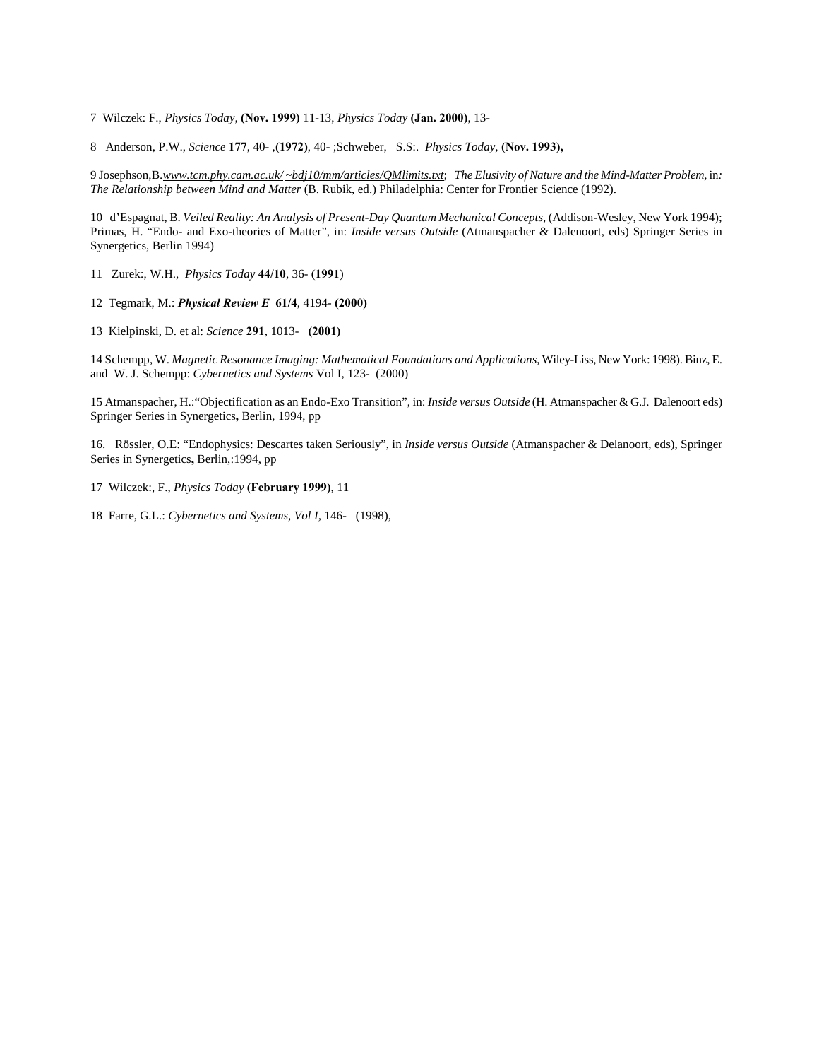7 Wilczek: F., *Physics Today*, **(Nov. 1999)** 11-13, *Physics Today* **(Jan. 2000)**, 13-

8 Anderson, P.W., *Science* **177**, 40- ,**(1972)**, 40- ;Schweber, S.S:. *Physics Today*, **(Nov. 1993),**

9 Josephson,B.*www.tcm.phy.cam.ac.uk/ ~bdj10/mm/articles/QMlimits.txt*; *The Elusivity of Nature and the Mind-Matter Problem,* in*: The Relationship between Mind and Matter* (B. Rubik, ed.) Philadelphia: Center for Frontier Science (1992).

10 d'Espagnat, B. *Veiled Reality: An Analysis of Present-Day Quantum Mechanical Concepts*, (Addison-Wesley, New York 1994); Primas, H. "Endo- and Exo-theories of Matter", in: *Inside versus Outside* (Atmanspacher & Dalenoort, eds) Springer Series in Synergetics, Berlin 1994)

11 Zurek:, W.H., *Physics Today* **44/10**, 36- **(1991**)

12 Tegmark, M.: ***Physical Review E*** **61/4**, 4194- **(2000)**

13 Kielpinski, D. et al: *Science* **291**, 1013- **(2001)**

14 Schempp, W. *Magnetic Resonance Imaging: Mathematical Foundations and Applications*, Wiley-Liss, New York: 1998). Binz, E. and W. J. Schempp: *Cybernetics and Systems* Vol I, 123- (2000)

15 Atmanspacher, H.:"Objectification as an Endo-Exo Transition", in: *Inside versus Outside* (H. Atmanspacher & G.J. Dalenoort eds) Springer Series in Synergetics**,** Berlin, 1994, pp

16. Rössler, O.E: "Endophysics: Descartes taken Seriously", in *Inside versus Outside* (Atmanspacher & Delanoort, eds), Springer Series in Synergetics**,** Berlin,:1994, pp

17 Wilczek:, F., *Physics Today* **(February 1999)**, 11

18 Farre, G.L.: *Cybernetics and Systems, Vol I*, 146- (1998),